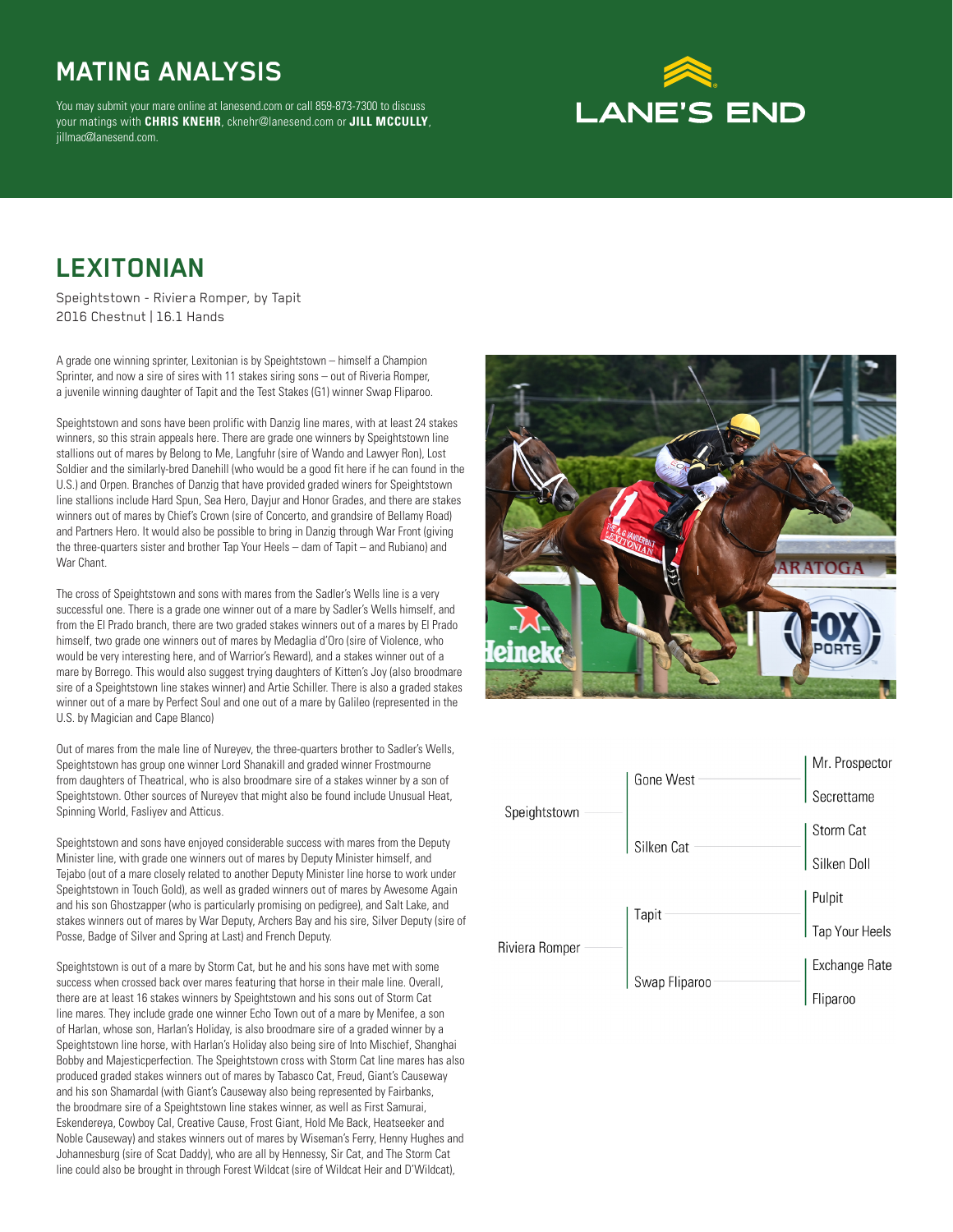# MATING ANALYSIS

You may submit your mare online at lanesend.com or call 859-873-7300 to discuss your matings with **CHRIS KNEHR**, cknehr@lanesend.com or **JILL MCCULLY**, jillmac@lanesend.com.

LANE'S END

## LEXITONIAN

Speightstown - Riviera Romper, by Tapit
2016 Chestnut | 16.1 Hands

A grade one winning sprinter, Lexitonian is by Speightstown – himself a Champion Sprinter, and now a sire of sires with 11 stakes siring sons – out of Riveria Romper, a juvenile winning daughter of Tapit and the Test Stakes (G1) winner Swap Fliparoo.

Speightstown and sons have been prolific with Danzig line mares, with at least 24 stakes winners, so this strain appeals here. There are grade one winners by Speightstown line stallions out of mares by Belong to Me, Langfuhr (sire of Wando and Lawyer Ron), Lost Soldier and the similarly-bred Danehill (who would be a good fit here if he can found in the U.S.) and Orpen. Branches of Danzig that have provided graded winers for Speightstown line stallions include Hard Spun, Sea Hero, Dayjur and Honor Grades, and there are stakes winners out of mares by Chief's Crown (sire of Concerto, and grandsire of Bellamy Road) and Partners Hero. It would also be possible to bring in Danzig through War Front (giving the three-quarters sister and brother Tap Your Heels – dam of Tapit – and Rubiano) and War Chant.

The cross of Speightstown and sons with mares from the Sadler's Wells line is a very successful one. There is a grade one winner out of a mare by Sadler's Wells himself, and from the El Prado branch, there are two graded stakes winners out of a mares by El Prado himself, two grade one winners out of mares by Medaglia d'Oro (sire of Violence, who would be very interesting here, and of Warrior's Reward), and a stakes winner out of a mare by Borrego. This would also suggest trying daughters of Kitten's Joy (also broodmare sire of a Speightstown line stakes winner) and Artie Schiller. There is also a graded stakes winner out of a mare by Perfect Soul and one out of a mare by Galileo (represented in the U.S. by Magician and Cape Blanco)

Out of mares from the male line of Nureyev, the three-quarters brother to Sadler's Wells, Speightstown has group one winner Lord Shanakill and graded winner Frostmourne from daughters of Theatrical, who is also broodmare sire of a stakes winner by a son of Speightstown. Other sources of Nureyev that might also be found include Unusual Heat, Spinning World, Fasliyev and Atticus.

Speightstown and sons have enjoyed considerable success with mares from the Deputy Minister line, with grade one winners out of mares by Deputy Minister himself, and Tejabo (out of a mare closely related to another Deputy Minister line horse to work under Speightstown in Touch Gold), as well as graded winners out of mares by Awesome Again and his son Ghostzapper (who is particularly promising on pedigree), and Salt Lake, and stakes winners out of mares by War Deputy, Archers Bay and his sire, Silver Deputy (sire of Posse, Badge of Silver and Spring at Last) and French Deputy.

Speightstown is out of a mare by Storm Cat, but he and his sons have met with some success when crossed back over mares featuring that horse in their male line. Overall, there are at least 16 stakes winners by Speightstown and his sons out of Storm Cat line mares. They include grade one winner Echo Town out of a mare by Menifee, a son of Harlan, whose son, Harlan's Holiday, is also broodmare sire of a graded winner by a Speightstown line horse, with Harlan's Holiday also being sire of Into Mischief, Shanghai Bobby and Majesticperfection. The Speightstown cross with Storm Cat line mares has also produced graded stakes winners out of mares by Tabasco Cat, Freud, Giant's Causeway and his son Shamardal (with Giant's Causeway also being represented by Fairbanks, the broodmare sire of a Speightstown line stakes winner, as well as First Samurai, Eskendereya, Cowboy Cal, Creative Cause, Frost Giant, Hold Me Back, Heatseeker and Noble Causeway) and stakes winners out of mares by Wiseman's Ferry, Henny Hughes and Johannesburg (sire of Scat Daddy), who are all by Hennessy, Sir Cat, and The Storm Cat line could also be brought in through Forest Wildcat (sire of Wildcat Heir and D'Wildcat),

| | | |
|---|---|---|
| Speightstown | Gone West | Mr. Prospector |
| | | Secrettame |
| | Silken Cat | Storm Cat |
| | | Silken Doll |
| Riviera Romper | Tapit | Pulpit |
| | | Tap Your Heels |
| | Swap Fliparoo | Exchange Rate |
| | | Fliparoo |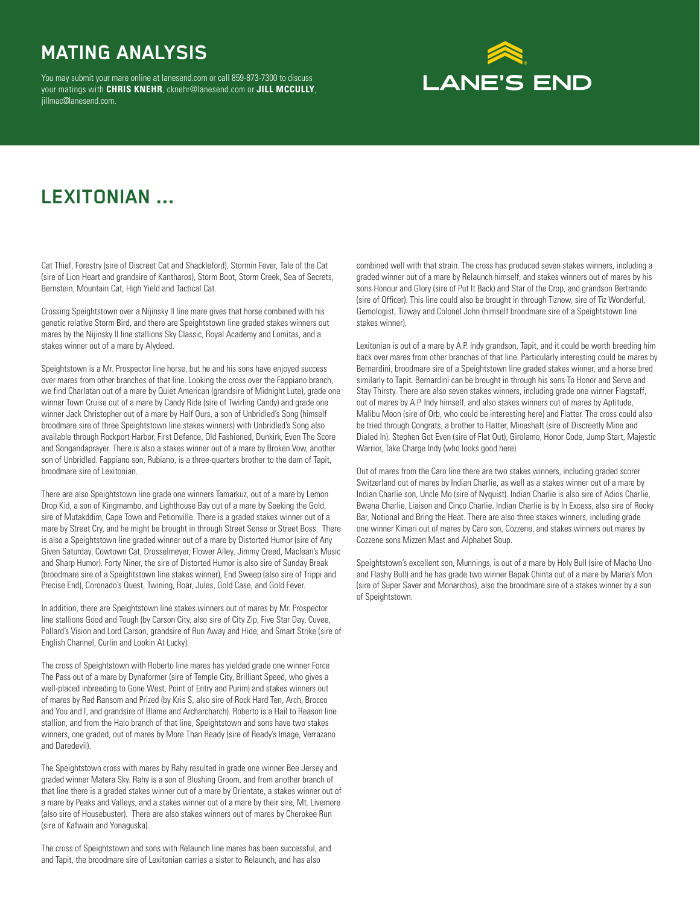# MATING ANALYSIS

You may submit your mare online at lanesend.com or call 859-873-7300 to discuss your matings with **CHRIS KNEHR**, cknehr@lanesend.com or **JILL MCCULLY**, jillmac@lanesend.com.

LANE'S END

## LEXITONIAN ...

Cat Thief, Forestry (sire of Discreet Cat and Shackleford), Stormin Fever, Tale of the Cat (sire of Lion Heart and grandsire of Kantharos), Storm Boot, Storm Creek, Sea of Secrets, Bernstein, Mountain Cat, High Yield and Tactical Cat.

Crossing Speightstown over a Nijinsky II line mare gives that horse combined with his genetic relative Storm Bird, and there are Speightstown line graded stakes winners out mares by the Nijinsky II line stallions Sky Classic, Royal Academy and Lomitas, and a stakes winner out of a mare by Alydeed.

Speightstown is a Mr. Prospector line horse, but he and his sons have enjoyed success over mares from other branches of that line. Looking the cross over the Fappiano branch, we find Charlatan out of a mare by Quiet American (grandsire of Midnight Lute), grade one winner Town Cruise out of a mare by Candy Ride (sire of Twirling Candy) and grade one winner Jack Christopher out of a mare by Half Ours, a son of Unbridled's Song (himself broodmare sire of three Speightstown line stakes winners) with Unbridled's Song also available through Rockport Harbor, First Defence, Old Fashioned, Dunkirk, Even The Score and Songandaprayer. There is also a stakes winner out of a mare by Broken Vow, another son of Unbridled. Fappiano son, Rubiano, is a three-quarters brother to the dam of Tapit, broodmare sire of Lexitonian.

There are also Speightstown line grade one winners Tamarkuz, out of a mare by Lemon Drop Kid, a son of Kingmambo, and Lighthouse Bay out of a mare by Seeking the Gold, sire of Mutakddim, Cape Town and Petionville. There is a graded stakes winner out of a mare by Street Cry, and he might be brought in through Street Sense or Street Boss. There is also a Speightstown line graded winner out of a mare by Distorted Humor (sire of Any Given Saturday, Cowtown Cat, Drosselmeyer, Flower Alley, Jimmy Creed, Maclean's Music and Sharp Humor). Forty Niner, the sire of Distorted Humor is also sire of Sunday Break (broodmare sire of a Speightstown line stakes winner), End Sweep (also sire of Trippi and Precise End), Coronado's Quest, Twining, Roar, Jules, Gold Case, and Gold Fever.

In addition, there are Speightstown line stakes winners out of mares by Mr. Prospector line stallions Good and Tough (by Carson City, also sire of City Zip, Five Star Day, Cuvee, Pollard's Vision and Lord Carson, grandsire of Run Away and Hide; and Smart Strike (sire of English Channel, Curlin and Lookin At Lucky).

The cross of Speightstown with Roberto line mares has yielded grade one winner Force The Pass out of a mare by Dynaformer (sire of Temple City, Brilliant Speed, who gives a well-placed inbreeding to Gone West, Point of Entry and Purim) and stakes winners out of mares by Red Ransom and Prized (by Kris S, also sire of Rock Hard Ten, Arch, Brocco and You and I, and grandsire of Blame and Archarcharch). Roberto is a Hail to Reason line stallion, and from the Halo branch of that line, Speightstown and sons have two stakes winners, one graded, out of mares by More Than Ready (sire of Ready's Image, Verrazano and Daredevil).

The Speightstown cross with mares by Rahy resulted in grade one winner Bee Jersey and graded winner Matera Sky. Rahy is a son of Blushing Groom, and from another branch of that line there is a graded stakes winner out of a mare by Orientate, a stakes winner out of a mare by Peaks and Valleys, and a stakes winner out of a mare by their sire, Mt. Livemore (also sire of Housebuster). There are also stakes winners out of mares by Cherokee Run (sire of Kafwain and Yonaguska).

The cross of Speightstown and sons with Relaunch line mares has been successful, and and Tapit, the broodmare sire of Lexitonian carries a sister to Relaunch, and has also combined well with that strain. The cross has produced seven stakes winners, including a graded winner out of a mare by Relaunch himself, and stakes winners out of mares by his sons Honour and Glory (sire of Put It Back) and Star of the Crop, and grandson Bertrando (sire of Officer). This line could also be brought in through Tiznow, sire of Tiz Wonderful, Gemologist, Tizway and Colonel John (himself broodmare sire of a Speightstown line stakes winner).

Lexitonian is out of a mare by A.P. Indy grandson, Tapit, and it could be worth breeding him back over mares from other branches of that line. Particularly interesting could be mares by Bernardini, broodmare sire of a Speightstown line graded stakes winner, and a horse bred similarly to Tapit. Bernardini can be brought in through his sons To Honor and Serve and Stay Thirsty. There are also seven stakes winners, including grade one winner Flagstaff, out of mares by A.P. Indy himself, and also stakes winners out of mares by Aptitude, Malibu Moon (sire of Orb, who could be interesting here) and Flatter. The cross could also be tried through Congrats, a brother to Flatter, Mineshaft (sire of Discreetly Mine and Dialed In). Stephen Got Even (sire of Flat Out), Girolamo, Honor Code, Jump Start, Majestic Warrior, Take Charge Indy (who looks good here).

Out of mares from the Caro line there are two stakes winners, including graded scorer Switzerland out of mares by Indian Charlie, as well as a stakes winner out of a mare by Indian Charlie son, Uncle Mo (sire of Nyquist). Indian Charlie is also sire of Adios Charlie, Bwana Charlie, Liaison and Cinco Charlie. Indian Charlie is by In Excess, also sire of Rocky Bar, Notional and Bring the Heat. There are also three stakes winners, including grade one winner Kimari out of mares by Caro son, Cozzene, and stakes winners out mares by Cozzene sons Mizzen Mast and Alphabet Soup.

Speightstown's excellent son, Munnings, is out of a mare by Holy Bull (sire of Macho Uno and Flashy Bull) and he has grade two winner Bapak Chinta out of a mare by Maria's Mon (sire of Super Saver and Monarchos), also the broodmare sire of a stakes winner by a son of Speightstown.